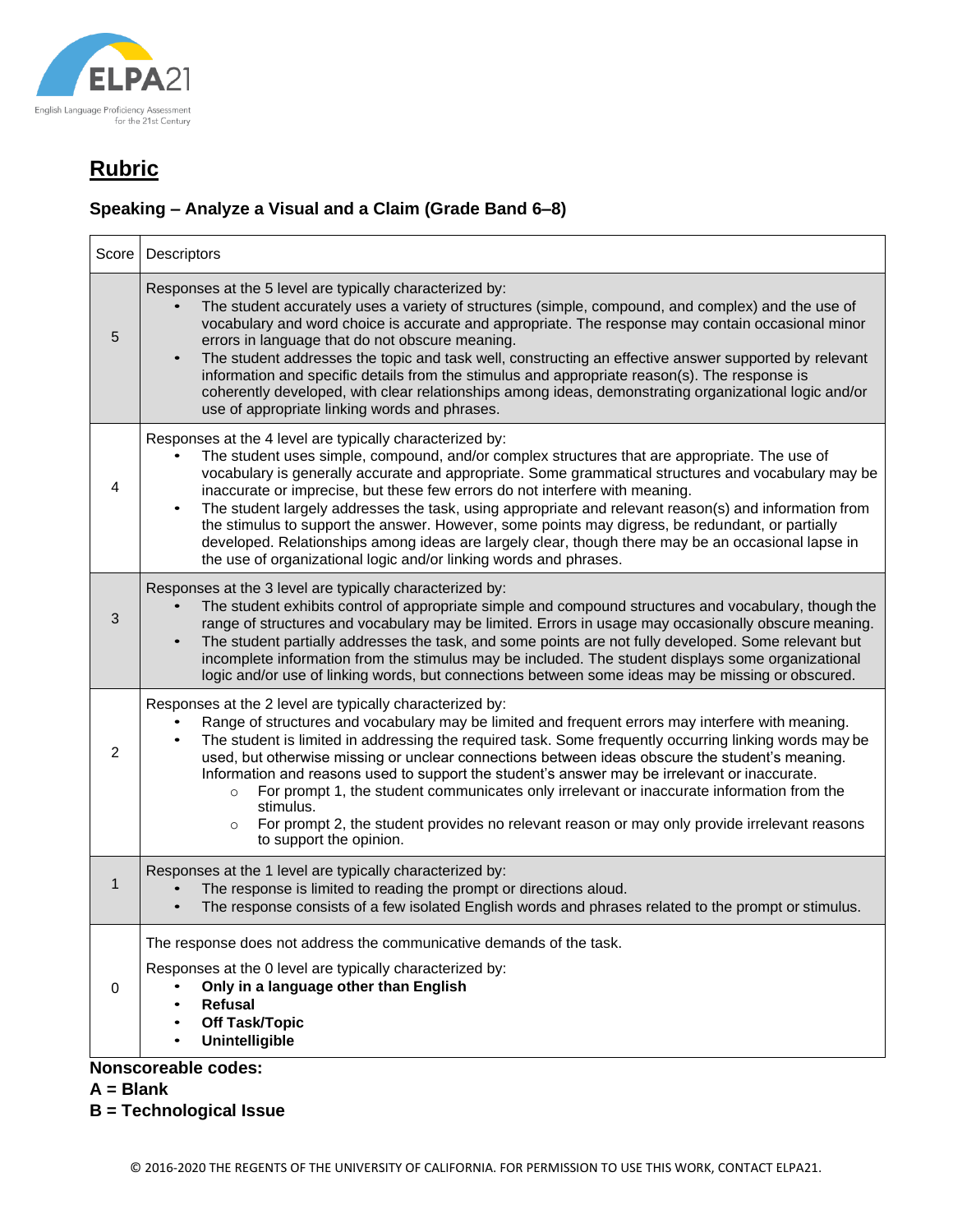## Rubric

### Speaking – Analyze a Visual and a Claim (Grade Band 6–8)

| Score | Descriptors |
|---|---|
| 5 | Responses at the 5 level are typically characterized by:<br>• The student accurately uses a variety of structures (simple, compound, and complex) and the use of vocabulary and word choice is accurate and appropriate. The response may contain occasional minor errors in language that do not obscure meaning.<br>• The student addresses the topic and task well, constructing an effective answer supported by relevant information and specific details from the stimulus and appropriate reason(s). The response is coherently developed, with clear relationships among ideas, demonstrating organizational logic and/or use of appropriate linking words and phrases. |
| 4 | Responses at the 4 level are typically characterized by:<br>• The student uses simple, compound, and/or complex structures that are appropriate. The use of vocabulary is generally accurate and appropriate. Some grammatical structures and vocabulary may be inaccurate or imprecise, but these few errors do not interfere with meaning.<br>• The student largely addresses the task, using appropriate and relevant reason(s) and information from the stimulus to support the answer. However, some points may digress, be redundant, or partially developed. Relationships among ideas are largely clear, though there may be an occasional lapse in the use of organizational logic and/or linking words and phrases. |
| 3 | Responses at the 3 level are typically characterized by:<br>• The student exhibits control of appropriate simple and compound structures and vocabulary, though the range of structures and vocabulary may be limited. Errors in usage may occasionally obscure meaning.<br>• The student partially addresses the task, and some points are not fully developed. Some relevant but incomplete information from the stimulus may be included. The student displays some organizational logic and/or use of linking words, but connections between some ideas may be missing or obscured. |
| 2 | Responses at the 2 level are typically characterized by:<br>• Range of structures and vocabulary may be limited and frequent errors may interfere with meaning.<br>• The student is limited in addressing the required task. Some frequently occurring linking words may be used, but otherwise missing or unclear connections between ideas obscure the student's meaning. Information and reasons used to support the student's answer may be irrelevant or inaccurate.<br>  ○ For prompt 1, the student communicates only irrelevant or inaccurate information from the stimulus.<br>  ○ For prompt 2, the student provides no relevant reason or may only provide irrelevant reasons to support the opinion. |
| 1 | Responses at the 1 level are typically characterized by:<br>• The response is limited to reading the prompt or directions aloud.<br>• The response consists of a few isolated English words and phrases related to the prompt or stimulus. |
| 0 | The response does not address the communicative demands of the task.<br>Responses at the 0 level are typically characterized by:<br>• **Only in a language other than English**<br>• **Refusal**<br>• **Off Task/Topic**<br>• **Unintelligible** |

**Nonscoreable codes:**

**A = Blank**

**B = Technological Issue**

© 2016-2020 THE REGENTS OF THE UNIVERSITY OF CALIFORNIA. FOR PERMISSION TO USE THIS WORK, CONTACT ELPA21.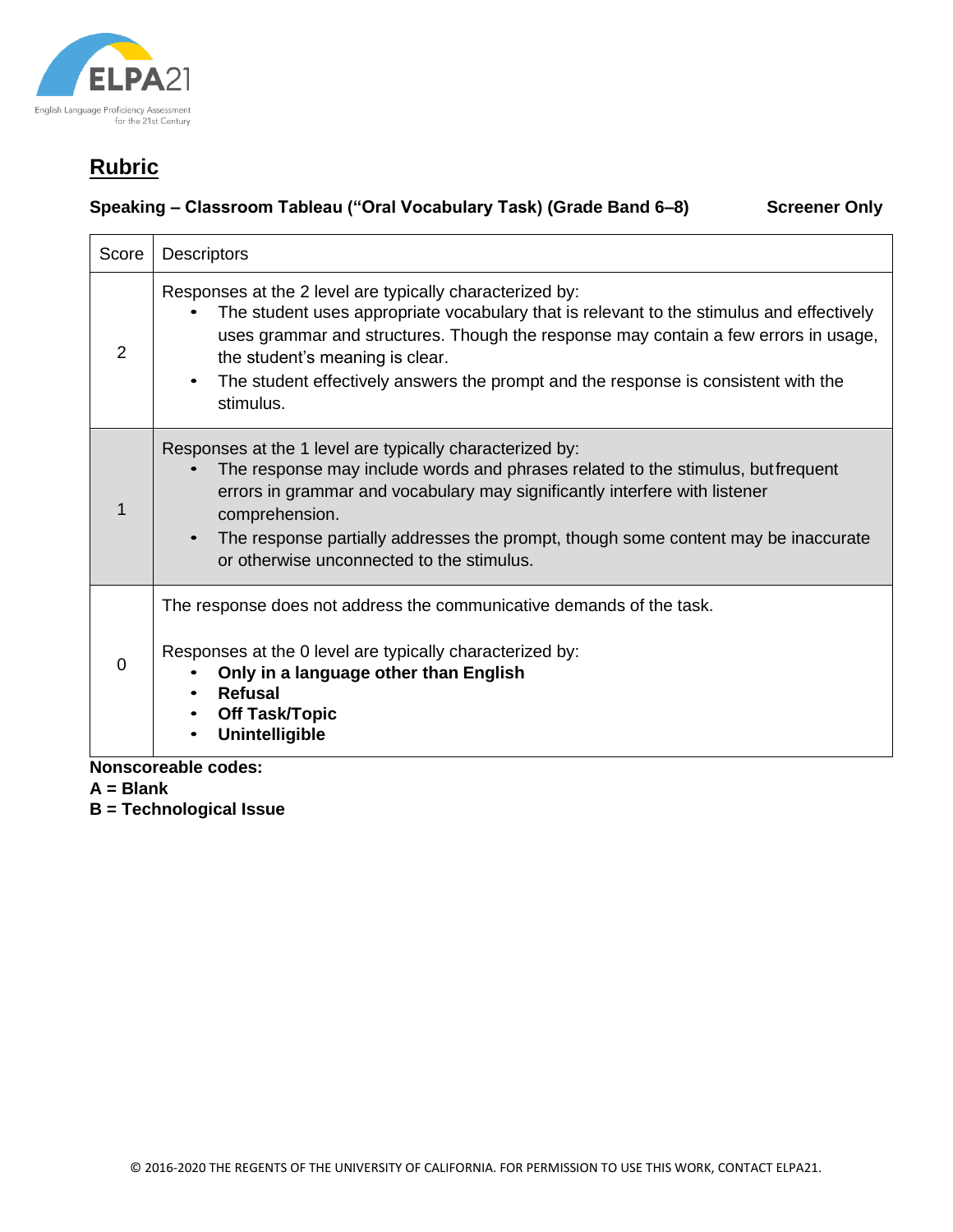## Rubric

**Speaking – Classroom Tableau ("Oral Vocabulary Task) (Grade Band 6–8) Screener Only**

| Score | Descriptors |
|---|---|
| 2 | Responses at the 2 level are typically characterized by:<br>• The student uses appropriate vocabulary that is relevant to the stimulus and effectively uses grammar and structures. Though the response may contain a few errors in usage, the student's meaning is clear.<br>• The student effectively answers the prompt and the response is consistent with the stimulus. |
| 1 | Responses at the 1 level are typically characterized by:<br>• The response may include words and phrases related to the stimulus, but frequent errors in grammar and vocabulary may significantly interfere with listener comprehension.<br>• The response partially addresses the prompt, though some content may be inaccurate or otherwise unconnected to the stimulus. |
| 0 | The response does not address the communicative demands of the task.<br><br>Responses at the 0 level are typically characterized by:<br>• **Only in a language other than English**<br>• **Refusal**<br>• **Off Task/Topic**<br>• **Unintelligible** |

**Nonscoreable codes:**
**A = Blank**
**B = Technological Issue**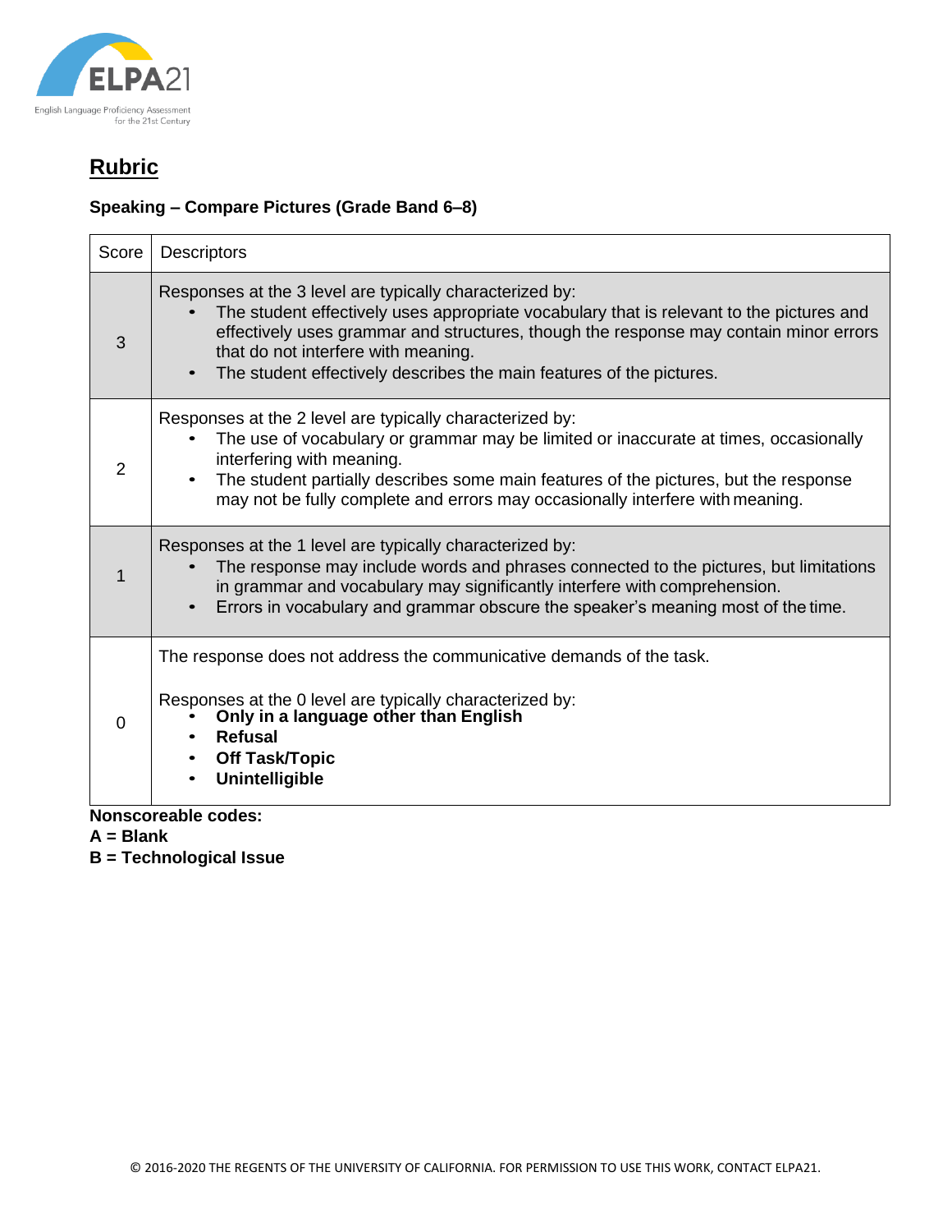## Rubric

**Speaking – Compare Pictures (Grade Band 6–8)**

| Score | Descriptors |
|---|---|
| 3 | Responses at the 3 level are typically characterized by:<br>• The student effectively uses appropriate vocabulary that is relevant to the pictures and effectively uses grammar and structures, though the response may contain minor errors that do not interfere with meaning.<br>• The student effectively describes the main features of the pictures. |
| 2 | Responses at the 2 level are typically characterized by:<br>• The use of vocabulary or grammar may be limited or inaccurate at times, occasionally interfering with meaning.<br>• The student partially describes some main features of the pictures, but the response may not be fully complete and errors may occasionally interfere with meaning. |
| 1 | Responses at the 1 level are typically characterized by:<br>• The response may include words and phrases connected to the pictures, but limitations in grammar and vocabulary may significantly interfere with comprehension.<br>• Errors in vocabulary and grammar obscure the speaker's meaning most of the time. |
| 0 | The response does not address the communicative demands of the task.<br><br>Responses at the 0 level are typically characterized by:<br>• **Only in a language other than English**<br>• **Refusal**<br>• **Off Task/Topic**<br>• **Unintelligible** |

**Nonscoreable codes:**
**A = Blank**
**B = Technological Issue**

© 2016-2020 THE REGENTS OF THE UNIVERSITY OF CALIFORNIA. FOR PERMISSION TO USE THIS WORK, CONTACT ELPA21.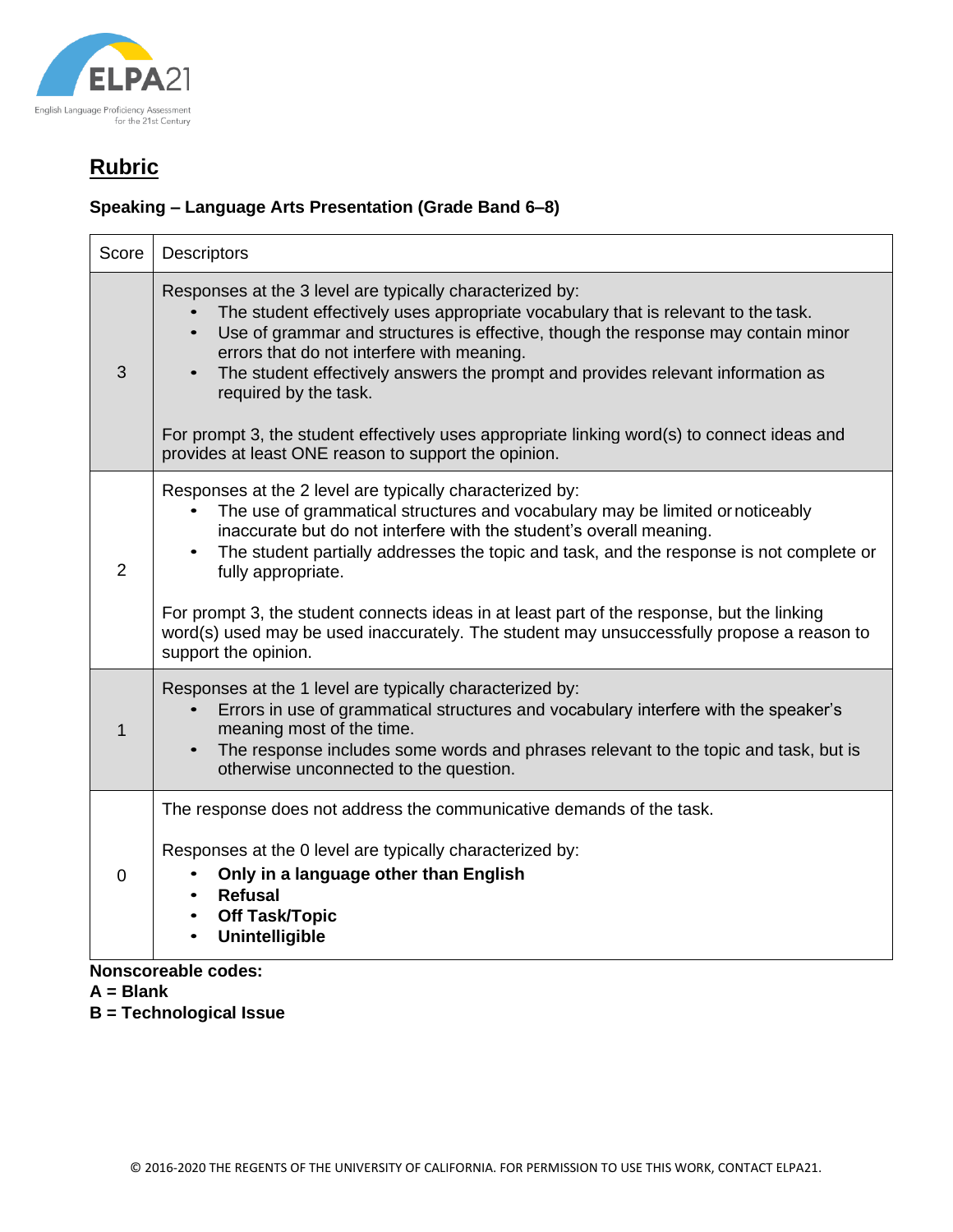## Rubric

### Speaking – Language Arts Presentation (Grade Band 6–8)

| Score | Descriptors |
|---|---|
| 3 | Responses at the 3 level are typically characterized by:<br>• The student effectively uses appropriate vocabulary that is relevant to the task.<br>• Use of grammar and structures is effective, though the response may contain minor errors that do not interfere with meaning.<br>• The student effectively answers the prompt and provides relevant information as required by the task.<br><br>For prompt 3, the student effectively uses appropriate linking word(s) to connect ideas and provides at least ONE reason to support the opinion. |
| 2 | Responses at the 2 level are typically characterized by:<br>• The use of grammatical structures and vocabulary may be limited or noticeably inaccurate but do not interfere with the student's overall meaning.<br>• The student partially addresses the topic and task, and the response is not complete or fully appropriate.<br><br>For prompt 3, the student connects ideas in at least part of the response, but the linking word(s) used may be used inaccurately. The student may unsuccessfully propose a reason to support the opinion. |
| 1 | Responses at the 1 level are typically characterized by:<br>• Errors in use of grammatical structures and vocabulary interfere with the speaker's meaning most of the time.<br>• The response includes some words and phrases relevant to the topic and task, but is otherwise unconnected to the question. |
| 0 | The response does not address the communicative demands of the task.<br><br>Responses at the 0 level are typically characterized by:<br>• **Only in a language other than English**<br>• **Refusal**<br>• **Off Task/Topic**<br>• **Unintelligible** |

**Nonscoreable codes:**
**A = Blank**
**B = Technological Issue**

© 2016-2020 THE REGENTS OF THE UNIVERSITY OF CALIFORNIA. FOR PERMISSION TO USE THIS WORK, CONTACT ELPA21.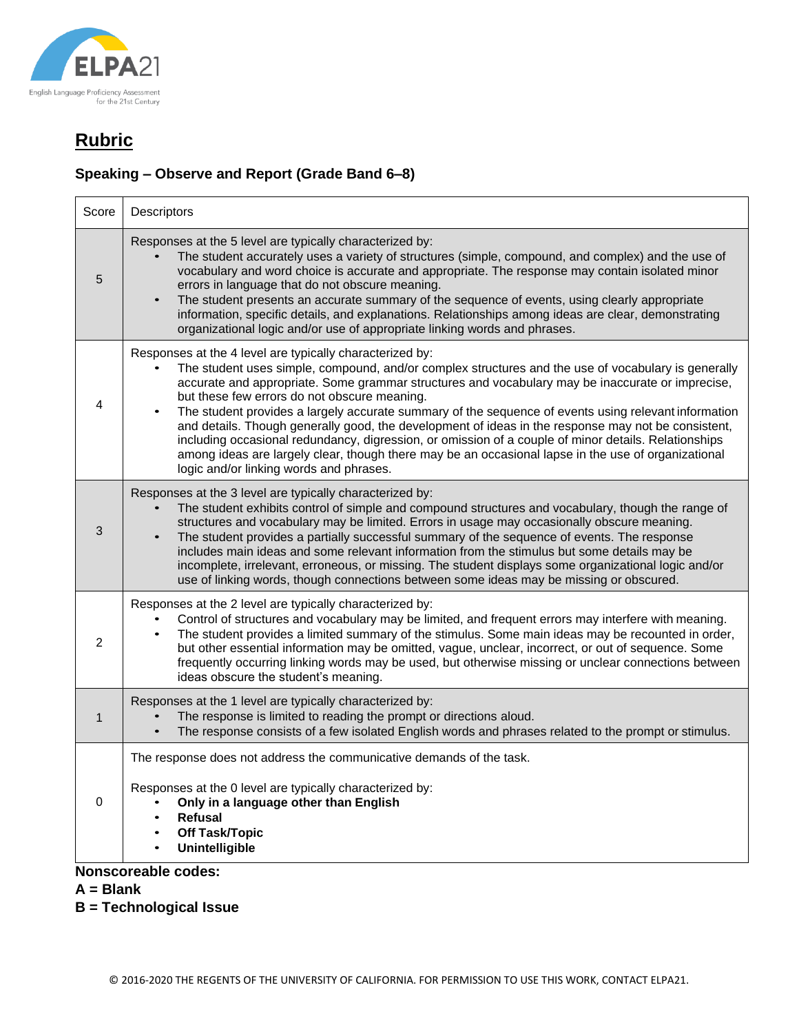## Rubric

### Speaking – Observe and Report (Grade Band 6–8)

| Score | Descriptors |
|---|---|
| 5 | Responses at the 5 level are typically characterized by:<br>• The student accurately uses a variety of structures (simple, compound, and complex) and the use of vocabulary and word choice is accurate and appropriate. The response may contain isolated minor errors in language that do not obscure meaning.<br>• The student presents an accurate summary of the sequence of events, using clearly appropriate information, specific details, and explanations. Relationships among ideas are clear, demonstrating organizational logic and/or use of appropriate linking words and phrases. |
| 4 | Responses at the 4 level are typically characterized by:<br>• The student uses simple, compound, and/or complex structures and the use of vocabulary is generally accurate and appropriate. Some grammar structures and vocabulary may be inaccurate or imprecise, but these few errors do not obscure meaning.<br>• The student provides a largely accurate summary of the sequence of events using relevant information and details. Though generally good, the development of ideas in the response may not be consistent, including occasional redundancy, digression, or omission of a couple of minor details. Relationships among ideas are largely clear, though there may be an occasional lapse in the use of organizational logic and/or linking words and phrases. |
| 3 | Responses at the 3 level are typically characterized by:<br>• The student exhibits control of simple and compound structures and vocabulary, though the range of structures and vocabulary may be limited. Errors in usage may occasionally obscure meaning.<br>• The student provides a partially successful summary of the sequence of events. The response includes main ideas and some relevant information from the stimulus but some details may be incomplete, irrelevant, erroneous, or missing. The student displays some organizational logic and/or use of linking words, though connections between some ideas may be missing or obscured. |
| 2 | Responses at the 2 level are typically characterized by:<br>• Control of structures and vocabulary may be limited, and frequent errors may interfere with meaning.<br>• The student provides a limited summary of the stimulus. Some main ideas may be recounted in order, but other essential information may be omitted, vague, unclear, incorrect, or out of sequence. Some frequently occurring linking words may be used, but otherwise missing or unclear connections between ideas obscure the student's meaning. |
| 1 | Responses at the 1 level are typically characterized by:<br>• The response is limited to reading the prompt or directions aloud.<br>• The response consists of a few isolated English words and phrases related to the prompt or stimulus. |
| 0 | The response does not address the communicative demands of the task.<br><br>Responses at the 0 level are typically characterized by:<br>• **Only in a language other than English**<br>• **Refusal**<br>• **Off Task/Topic**<br>• **Unintelligible** |

**Nonscoreable codes:**
**A = Blank**
**B = Technological Issue**

© 2016-2020 THE REGENTS OF THE UNIVERSITY OF CALIFORNIA. FOR PERMISSION TO USE THIS WORK, CONTACT ELPA21.